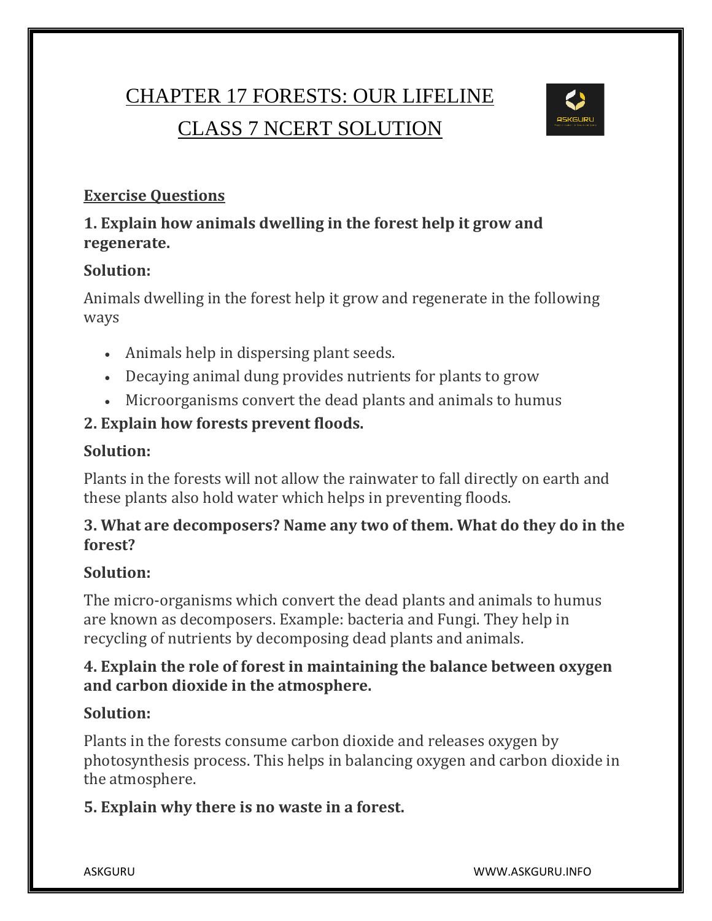# CHAPTER 17 FORESTS: OUR LIFELINE

# CLASS 7 NCERT SOLUTION

## Exercise Questions

**1. Explain how animals dwelling in the forest help it grow and regenerate.**

**Solution:**

Animals dwelling in the forest help it grow and regenerate in the following ways

- Animals help in dispersing plant seeds.
- Decaying animal dung provides nutrients for plants to grow
- Microorganisms convert the dead plants and animals to humus

**2. Explain how forests prevent floods.**

**Solution:**

Plants in the forests will not allow the rainwater to fall directly on earth and these plants also hold water which helps in preventing floods.

**3. What are decomposers? Name any two of them. What do they do in the forest?**

**Solution:**

The micro-organisms which convert the dead plants and animals to humus are known as decomposers. Example: bacteria and Fungi. They help in recycling of nutrients by decomposing dead plants and animals.

**4. Explain the role of forest in maintaining the balance between oxygen and carbon dioxide in the atmosphere.**

**Solution:**

Plants in the forests consume carbon dioxide and releases oxygen by photosynthesis process. This helps in balancing oxygen and carbon dioxide in the atmosphere.

**5. Explain why there is no waste in a forest.**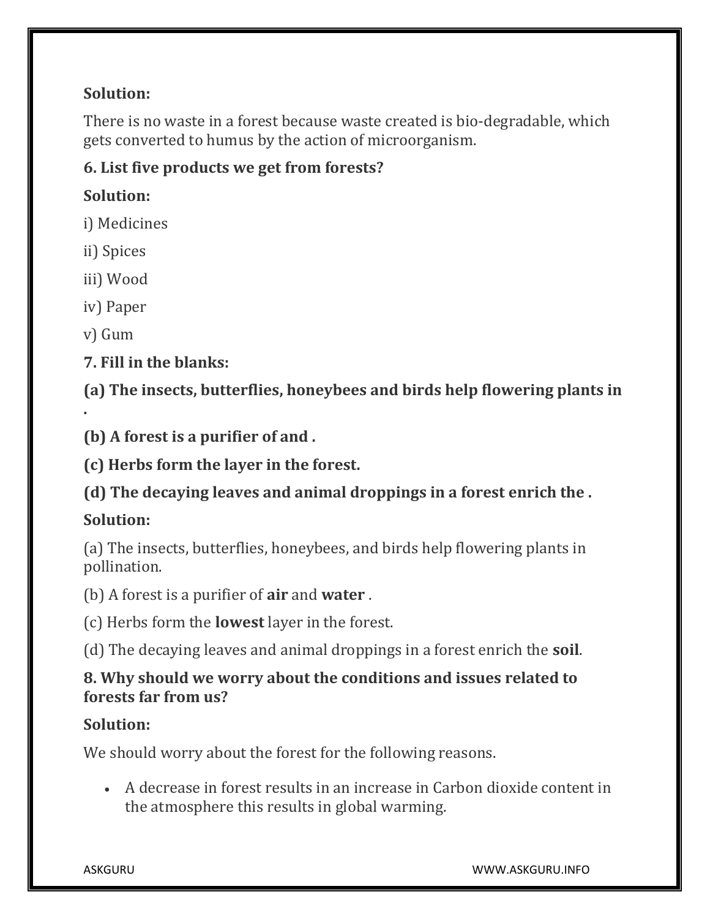**Solution:**

There is no waste in a forest because waste created is bio-degradable, which gets converted to humus by the action of microorganism.

**6. List five products we get from forests?**

**Solution:**

i) Medicines

ii) Spices

iii) Wood

iv) Paper

v) Gum

**7. Fill in the blanks:**

**(a) The insects, butterflies, honeybees and birds help flowering plants in .**

**(b) A forest is a purifier of and .**

**(c) Herbs form the layer in the forest.**

**(d) The decaying leaves and animal droppings in a forest enrich the .**

**Solution:**

(a) The insects, butterflies, honeybees, and birds help flowering plants in pollination.

(b) A forest is a purifier of **air** and **water** .

(c) Herbs form the **lowest** layer in the forest.

(d) The decaying leaves and animal droppings in a forest enrich the **soil**.

**8. Why should we worry about the conditions and issues related to forests far from us?**

**Solution:**

We should worry about the forest for the following reasons.

- A decrease in forest results in an increase in Carbon dioxide content in the atmosphere this results in global warming.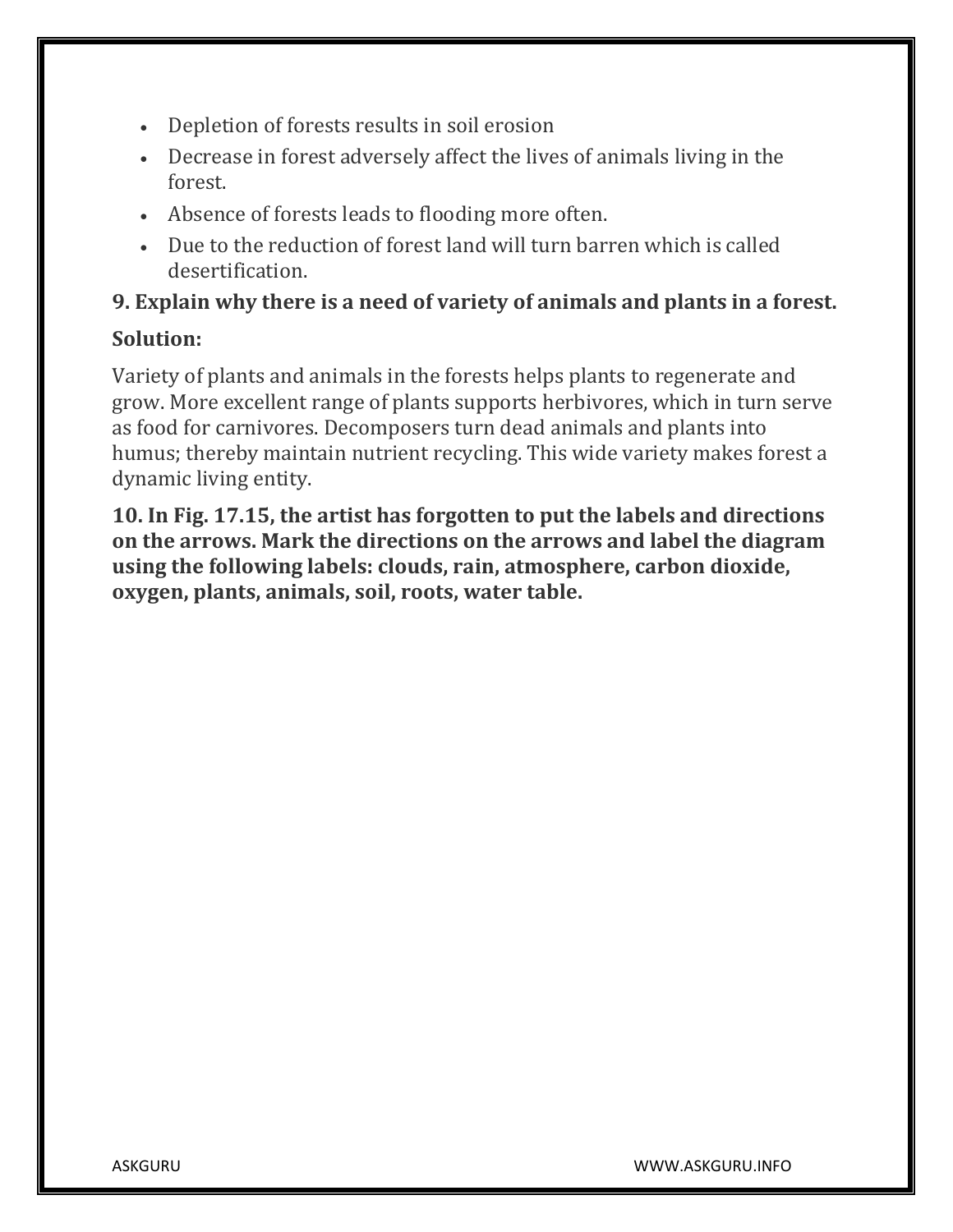- Depletion of forests results in soil erosion
- Decrease in forest adversely affect the lives of animals living in the forest.
- Absence of forests leads to flooding more often.
- Due to the reduction of forest land will turn barren which is called desertification.

**9. Explain why there is a need of variety of animals and plants in a forest.**

**Solution:**

Variety of plants and animals in the forests helps plants to regenerate and grow. More excellent range of plants supports herbivores, which in turn serve as food for carnivores. Decomposers turn dead animals and plants into humus; thereby maintain nutrient recycling. This wide variety makes forest a dynamic living entity.

**10. In Fig. 17.15, the artist has forgotten to put the labels and directions on the arrows. Mark the directions on the arrows and label the diagram using the following labels: clouds, rain, atmosphere, carbon dioxide, oxygen, plants, animals, soil, roots, water table.**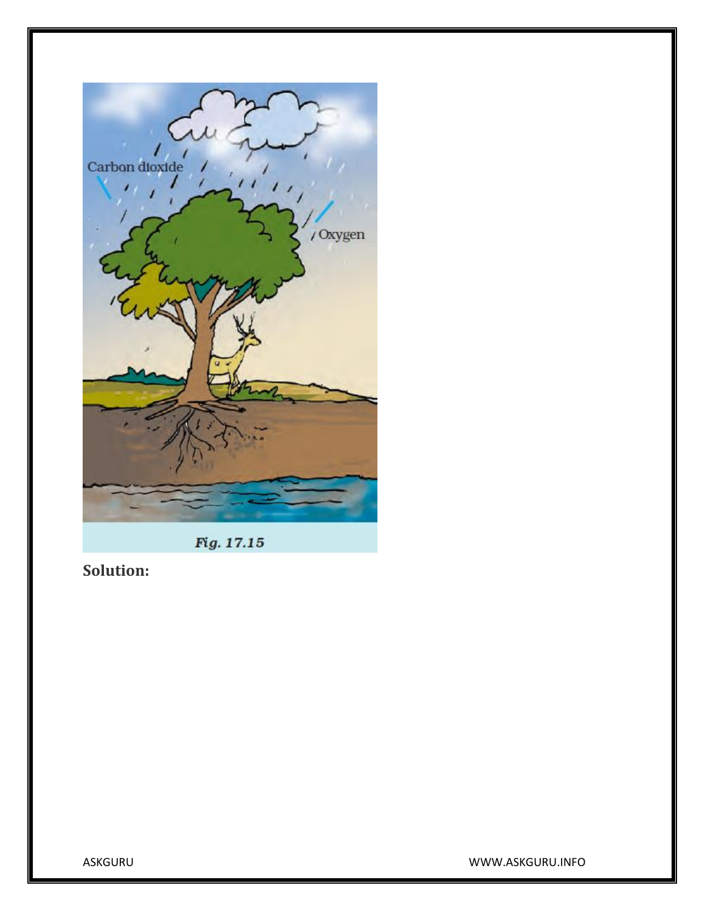Fig. 17.15

**Solution:**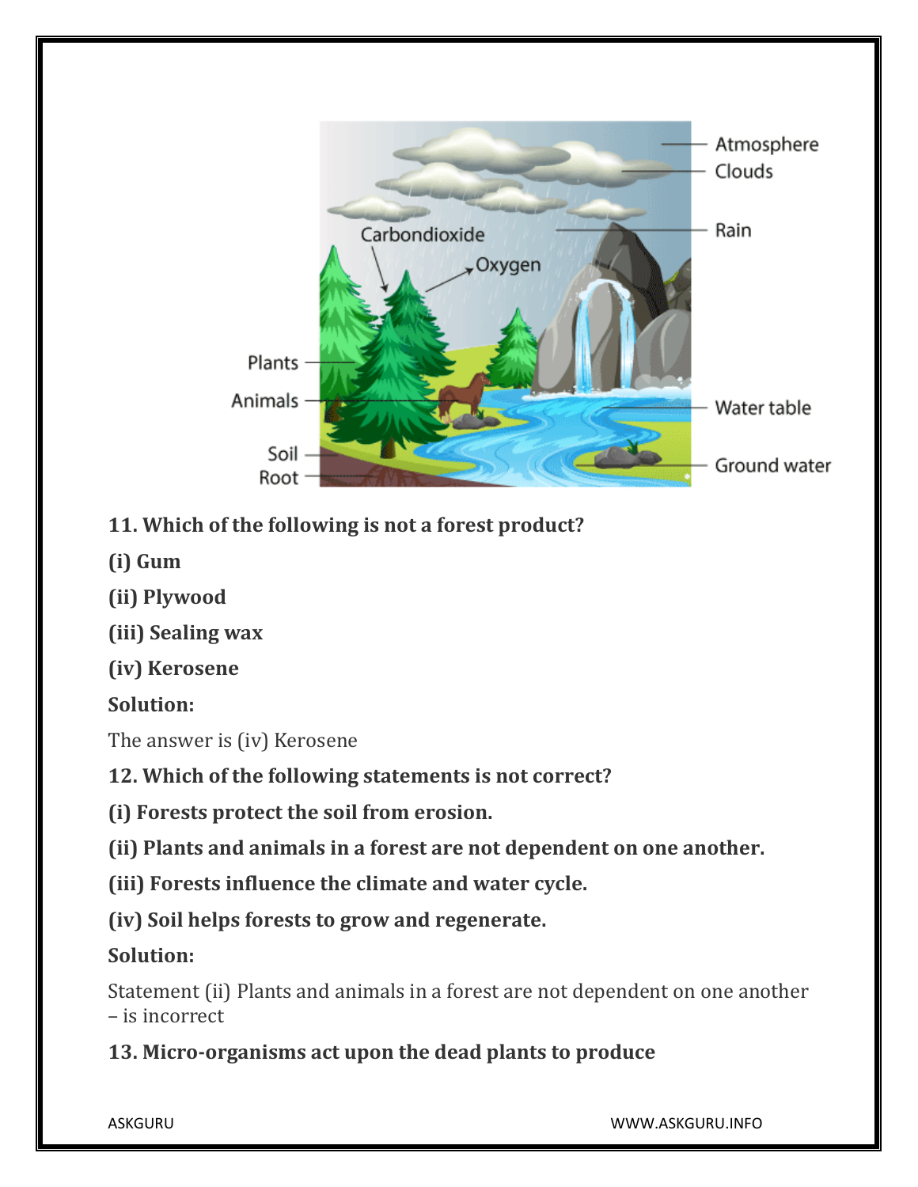**11. Which of the following is not a forest product?**

**(i) Gum**

**(ii) Plywood**

**(iii) Sealing wax**

**(iv) Kerosene**

**Solution:**

The answer is (iv) Kerosene

**12. Which of the following statements is not correct?**

**(i) Forests protect the soil from erosion.**

**(ii) Plants and animals in a forest are not dependent on one another.**

**(iii) Forests influence the climate and water cycle.**

**(iv) Soil helps forests to grow and regenerate.**

**Solution:**

Statement (ii) Plants and animals in a forest are not dependent on one another – is incorrect

**13. Micro-organisms act upon the dead plants to produce**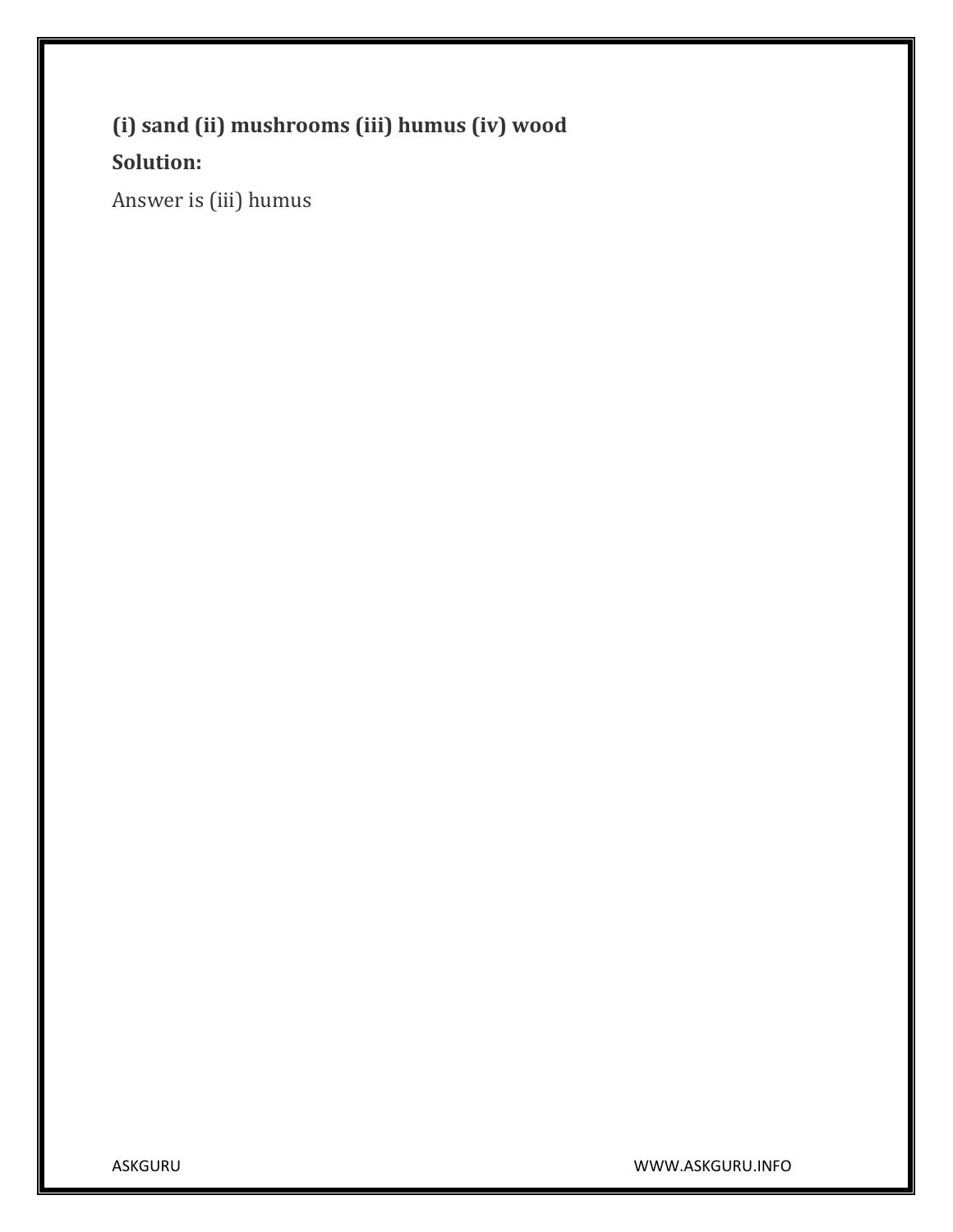**(i) sand (ii) mushrooms (iii) humus (iv) wood**

**Solution:**

Answer is (iii) humus